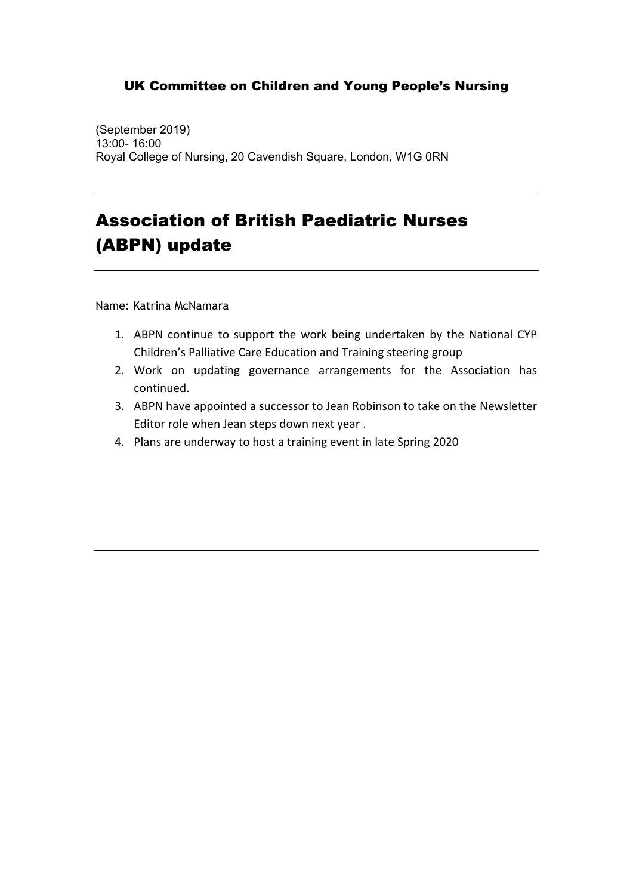### UK Committee on Children and Young People's Nursing

(September 2019)
13:00- 16:00
Royal College of Nursing, 20 Cavendish Square, London, W1G 0RN

---

# Association of British Paediatric Nurses (ABPN) update

---

Name: Katrina McNamara

1. ABPN continue to support the work being undertaken by the National CYP Children's Palliative Care Education and Training steering group
2. Work on updating governance arrangements for the Association has continued.
3. ABPN have appointed a successor to Jean Robinson to take on the Newsletter Editor role when Jean steps down next year .
4. Plans are underway to host a training event in late Spring 2020

---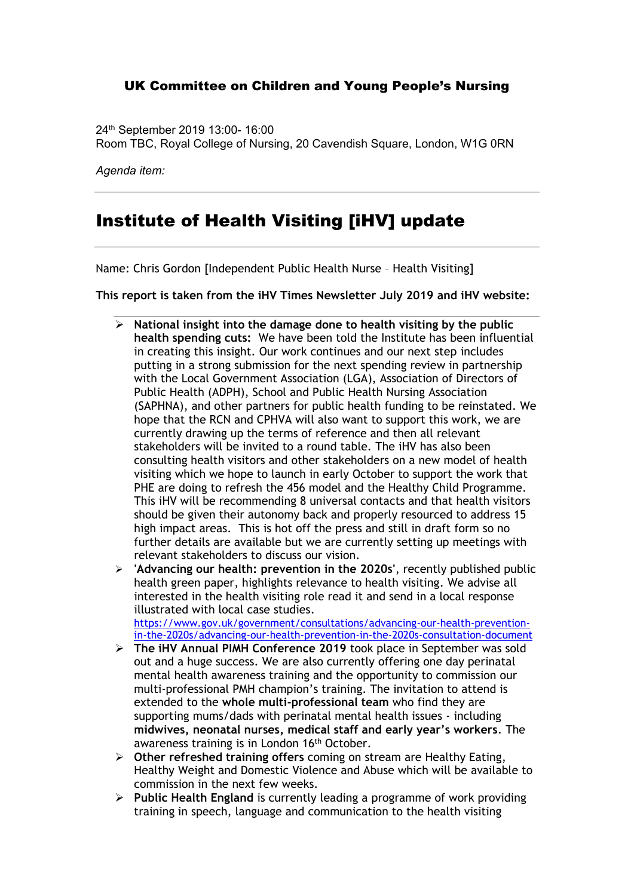**UK Committee on Children and Young People's Nursing**

24th September 2019 13:00- 16:00
Room TBC, Royal College of Nursing, 20 Cavendish Square, London, W1G 0RN

*Agenda item:*

---

# Institute of Health Visiting [iHV] update

---

Name: Chris Gordon [Independent Public Health Nurse – Health Visiting]

**This report is taken from the iHV Times Newsletter July 2019 and iHV website:**

---

- **National insight into the damage done to health visiting by the public health spending cuts:** We have been told the Institute has been influential in creating this insight. Our work continues and our next step includes putting in a strong submission for the next spending review in partnership with the Local Government Association (LGA), Association of Directors of Public Health (ADPH), School and Public Health Nursing Association (SAPHNA), and other partners for public health funding to be reinstated. We hope that the RCN and CPHVA will also want to support this work, we are currently drawing up the terms of reference and then all relevant stakeholders will be invited to a round table. The iHV has also been consulting health visitors and other stakeholders on a new model of health visiting which we hope to launch in early October to support the work that PHE are doing to refresh the 456 model and the Healthy Child Programme. This iHV will be recommending 8 universal contacts and that health visitors should be given their autonomy back and properly resourced to address 15 high impact areas. This is hot off the press and still in draft form so no further details are available but we are currently setting up meetings with relevant stakeholders to discuss our vision.
- **'Advancing our health: prevention in the 2020s'**, recently published public health green paper, highlights relevance to health visiting. We advise all interested in the health visiting role read it and send in a local response illustrated with local case studies. https://www.gov.uk/government/consultations/advancing-our-health-prevention-in-the-2020s/advancing-our-health-prevention-in-the-2020s-consultation-document
- **The iHV Annual PIMH Conference 2019** took place in September was sold out and a huge success. We are also currently offering one day perinatal mental health awareness training and the opportunity to commission our multi-professional PMH champion's training. The invitation to attend is extended to the **whole multi-professional team** who find they are supporting mums/dads with perinatal mental health issues - including **midwives, neonatal nurses, medical staff and early year's workers**. The awareness training is in London 16th October.
- **Other refreshed training offers** coming on stream are Healthy Eating, Healthy Weight and Domestic Violence and Abuse which will be available to commission in the next few weeks.
- **Public Health England** is currently leading a programme of work providing training in speech, language and communication to the health visiting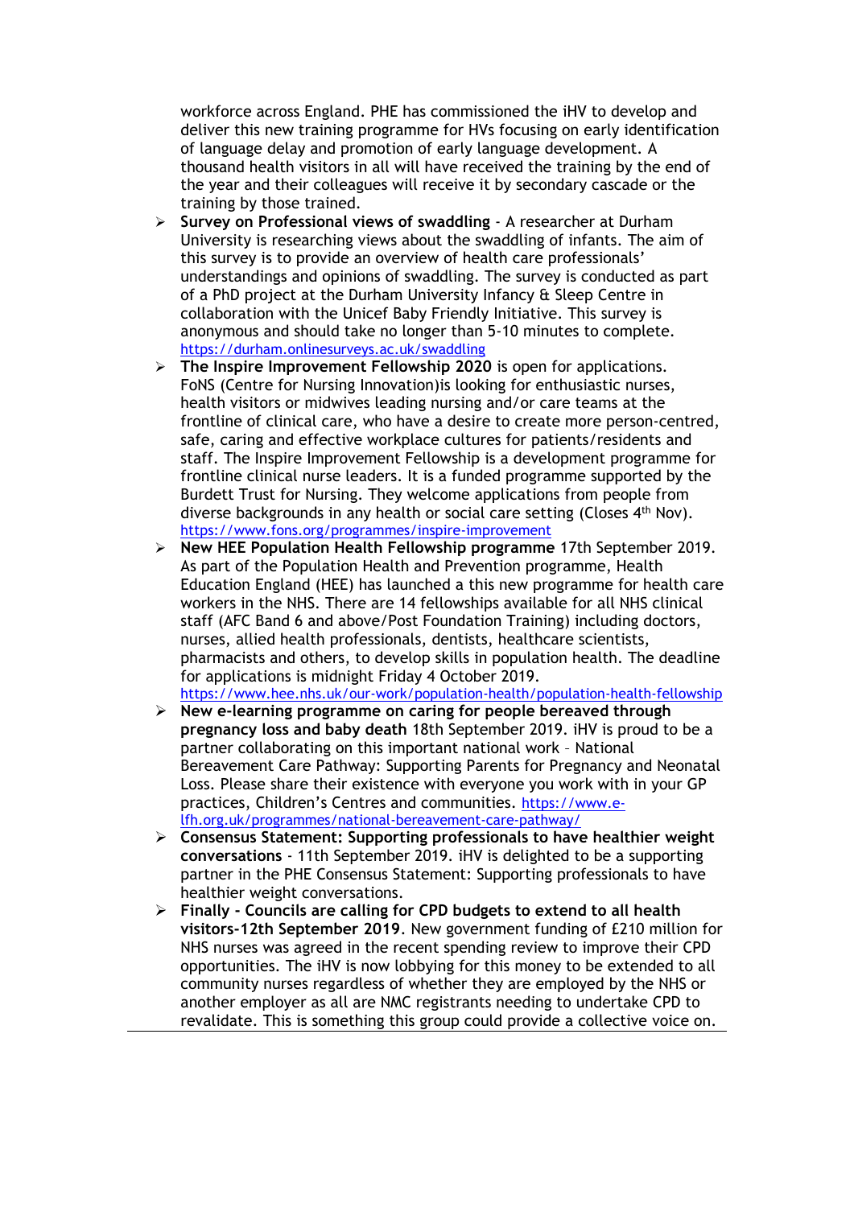workforce across England. PHE has commissioned the iHV to develop and deliver this new training programme for HVs focusing on early identification of language delay and promotion of early language development. A thousand health visitors in all will have received the training by the end of the year and their colleagues will receive it by secondary cascade or the training by those trained.

- **Survey on Professional views of swaddling** - A researcher at Durham University is researching views about the swaddling of infants. The aim of this survey is to provide an overview of health care professionals' understandings and opinions of swaddling. The survey is conducted as part of a PhD project at the Durham University Infancy & Sleep Centre in collaboration with the Unicef Baby Friendly Initiative. This survey is anonymous and should take no longer than 5-10 minutes to complete. https://durham.onlinesurveys.ac.uk/swaddling
- **The Inspire Improvement Fellowship 2020** is open for applications. FoNS (Centre for Nursing Innovation)is looking for enthusiastic nurses, health visitors or midwives leading nursing and/or care teams at the frontline of clinical care, who have a desire to create more person-centred, safe, caring and effective workplace cultures for patients/residents and staff. The Inspire Improvement Fellowship is a development programme for frontline clinical nurse leaders. It is a funded programme supported by the Burdett Trust for Nursing. They welcome applications from people from diverse backgrounds in any health or social care setting (Closes 4th Nov). https://www.fons.org/programmes/inspire-improvement
- **New HEE Population Health Fellowship programme** 17th September 2019. As part of the Population Health and Prevention programme, Health Education England (HEE) has launched a this new programme for health care workers in the NHS. There are 14 fellowships available for all NHS clinical staff (AFC Band 6 and above/Post Foundation Training) including doctors, nurses, allied health professionals, dentists, healthcare scientists, pharmacists and others, to develop skills in population health. The deadline for applications is midnight Friday 4 October 2019. https://www.hee.nhs.uk/our-work/population-health/population-health-fellowship
- **New e-learning programme on caring for people bereaved through pregnancy loss and baby death** 18th September 2019. iHV is proud to be a partner collaborating on this important national work – National Bereavement Care Pathway: Supporting Parents for Pregnancy and Neonatal Loss. Please share their existence with everyone you work with in your GP practices, Children's Centres and communities. https://www.e-lfh.org.uk/programmes/national-bereavement-care-pathway/
- **Consensus Statement: Supporting professionals to have healthier weight conversations** - 11th September 2019. iHV is delighted to be a supporting partner in the PHE Consensus Statement: Supporting professionals to have healthier weight conversations.
- **Finally - Councils are calling for CPD budgets to extend to all health visitors-12th September 2019**. New government funding of £210 million for NHS nurses was agreed in the recent spending review to improve their CPD opportunities. The iHV is now lobbying for this money to be extended to all community nurses regardless of whether they are employed by the NHS or another employer as all are NMC registrants needing to undertake CPD to revalidate. This is something this group could provide a collective voice on.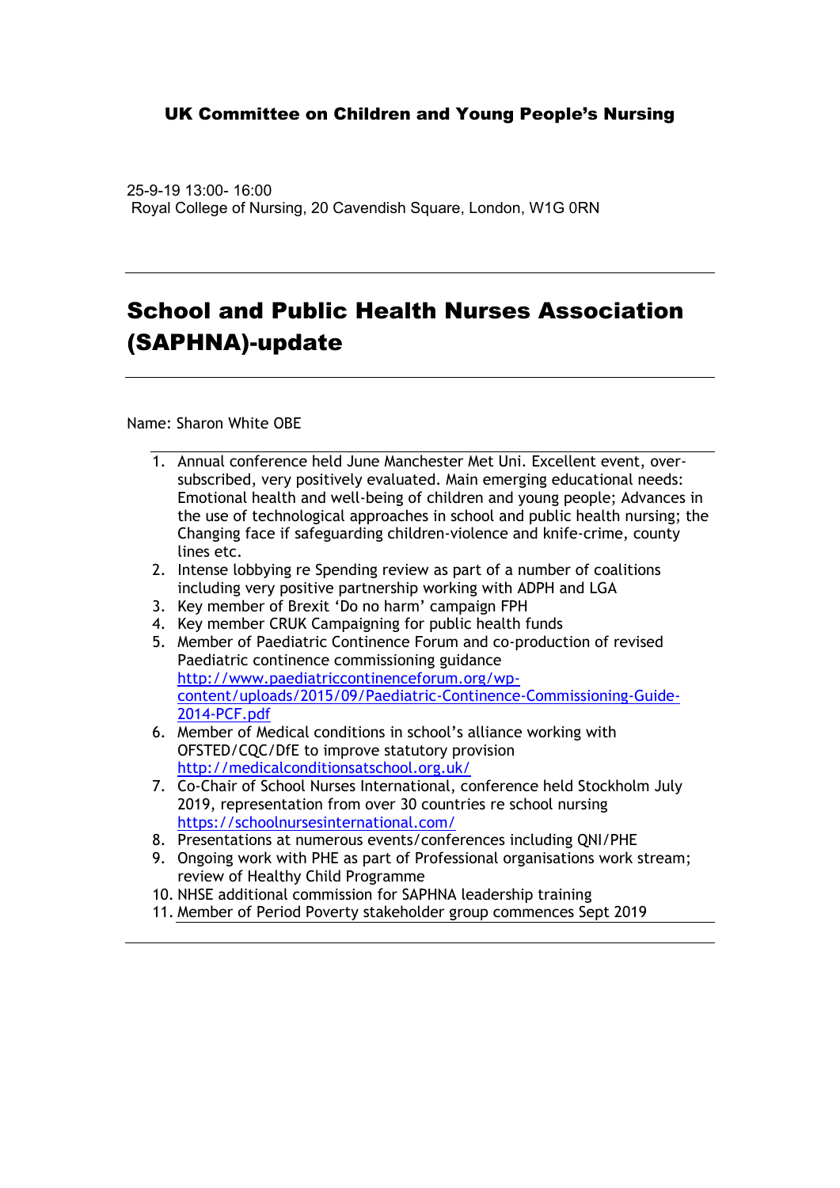**UK Committee on Children and Young People's Nursing**

25-9-19 13:00- 16:00
Royal College of Nursing, 20 Cavendish Square, London, W1G 0RN

# School and Public Health Nurses Association (SAPHNA)-update

Name: Sharon White OBE

1. Annual conference held June Manchester Met Uni. Excellent event, over-subscribed, very positively evaluated. Main emerging educational needs: Emotional health and well-being of children and young people; Advances in the use of technological approaches in school and public health nursing; the Changing face if safeguarding children-violence and knife-crime, county lines etc.
2. Intense lobbying re Spending review as part of a number of coalitions including very positive partnership working with ADPH and LGA
3. Key member of Brexit 'Do no harm' campaign FPH
4. Key member CRUK Campaigning for public health funds
5. Member of Paediatric Continence Forum and co-production of revised Paediatric continence commissioning guidance http://www.paediatriccontinenceforum.org/wp-content/uploads/2015/09/Paediatric-Continence-Commissioning-Guide-2014-PCF.pdf
6. Member of Medical conditions in school's alliance working with OFSTED/CQC/DfE to improve statutory provision http://medicalconditionsatschool.org.uk/
7. Co-Chair of School Nurses International, conference held Stockholm July 2019, representation from over 30 countries re school nursing https://schoolnursesinternational.com/
8. Presentations at numerous events/conferences including QNI/PHE
9. Ongoing work with PHE as part of Professional organisations work stream; review of Healthy Child Programme
10. NHSE additional commission for SAPHNA leadership training
11. Member of Period Poverty stakeholder group commences Sept 2019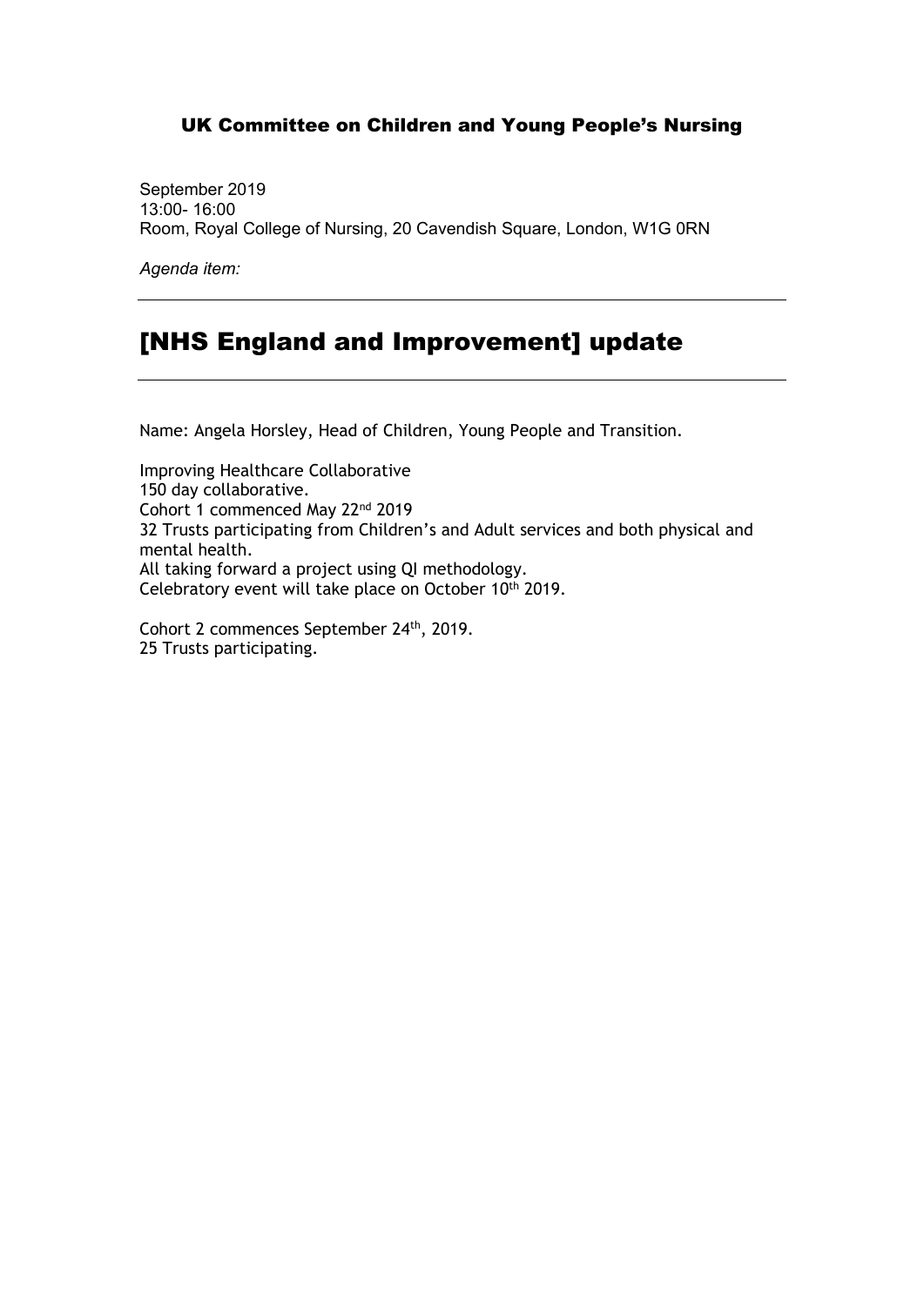## UK Committee on Children and Young People's Nursing

September 2019
13:00- 16:00
Room, Royal College of Nursing, 20 Cavendish Square, London, W1G 0RN

*Agenda item:*

# [NHS England and Improvement] update

Name: Angela Horsley, Head of Children, Young People and Transition.

Improving Healthcare Collaborative
150 day collaborative.
Cohort 1 commenced May 22nd 2019
32 Trusts participating from Children's and Adult services and both physical and mental health.
All taking forward a project using QI methodology.
Celebratory event will take place on October 10th 2019.

Cohort 2 commences September 24th, 2019.
25 Trusts participating.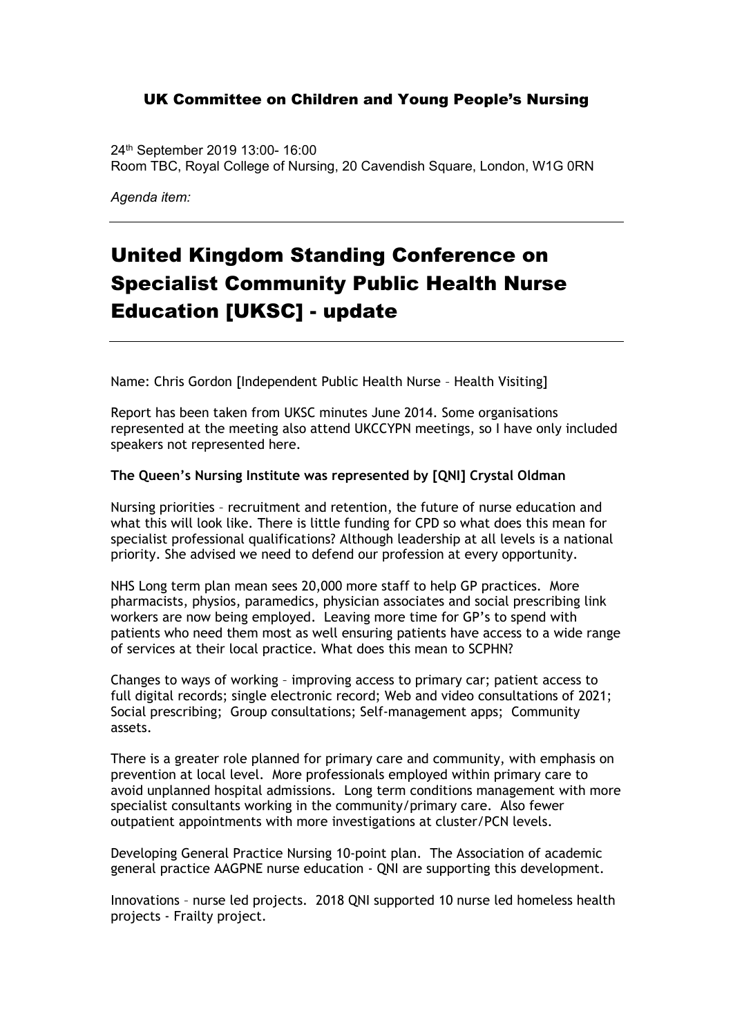## UK Committee on Children and Young People's Nursing

24th September 2019 13:00- 16:00
Room TBC, Royal College of Nursing, 20 Cavendish Square, London, W1G 0RN

*Agenda item:*

---

# United Kingdom Standing Conference on Specialist Community Public Health Nurse Education [UKSC] - update

---

Name: Chris Gordon [Independent Public Health Nurse – Health Visiting]

Report has been taken from UKSC minutes June 2014. Some organisations represented at the meeting also attend UKCCYPN meetings, so I have only included speakers not represented here.

**The Queen's Nursing Institute was represented by [QNI] Crystal Oldman**

Nursing priorities – recruitment and retention, the future of nurse education and what this will look like. There is little funding for CPD so what does this mean for specialist professional qualifications? Although leadership at all levels is a national priority. She advised we need to defend our profession at every opportunity.

NHS Long term plan mean sees 20,000 more staff to help GP practices. More pharmacists, physios, paramedics, physician associates and social prescribing link workers are now being employed. Leaving more time for GP's to spend with patients who need them most as well ensuring patients have access to a wide range of services at their local practice. What does this mean to SCPHN?

Changes to ways of working – improving access to primary car; patient access to full digital records; single electronic record; Web and video consultations of 2021; Social prescribing; Group consultations; Self-management apps; Community assets.

There is a greater role planned for primary care and community, with emphasis on prevention at local level. More professionals employed within primary care to avoid unplanned hospital admissions. Long term conditions management with more specialist consultants working in the community/primary care. Also fewer outpatient appointments with more investigations at cluster/PCN levels.

Developing General Practice Nursing 10-point plan. The Association of academic general practice AAGPNE nurse education - QNI are supporting this development.

Innovations – nurse led projects. 2018 QNI supported 10 nurse led homeless health projects - Frailty project.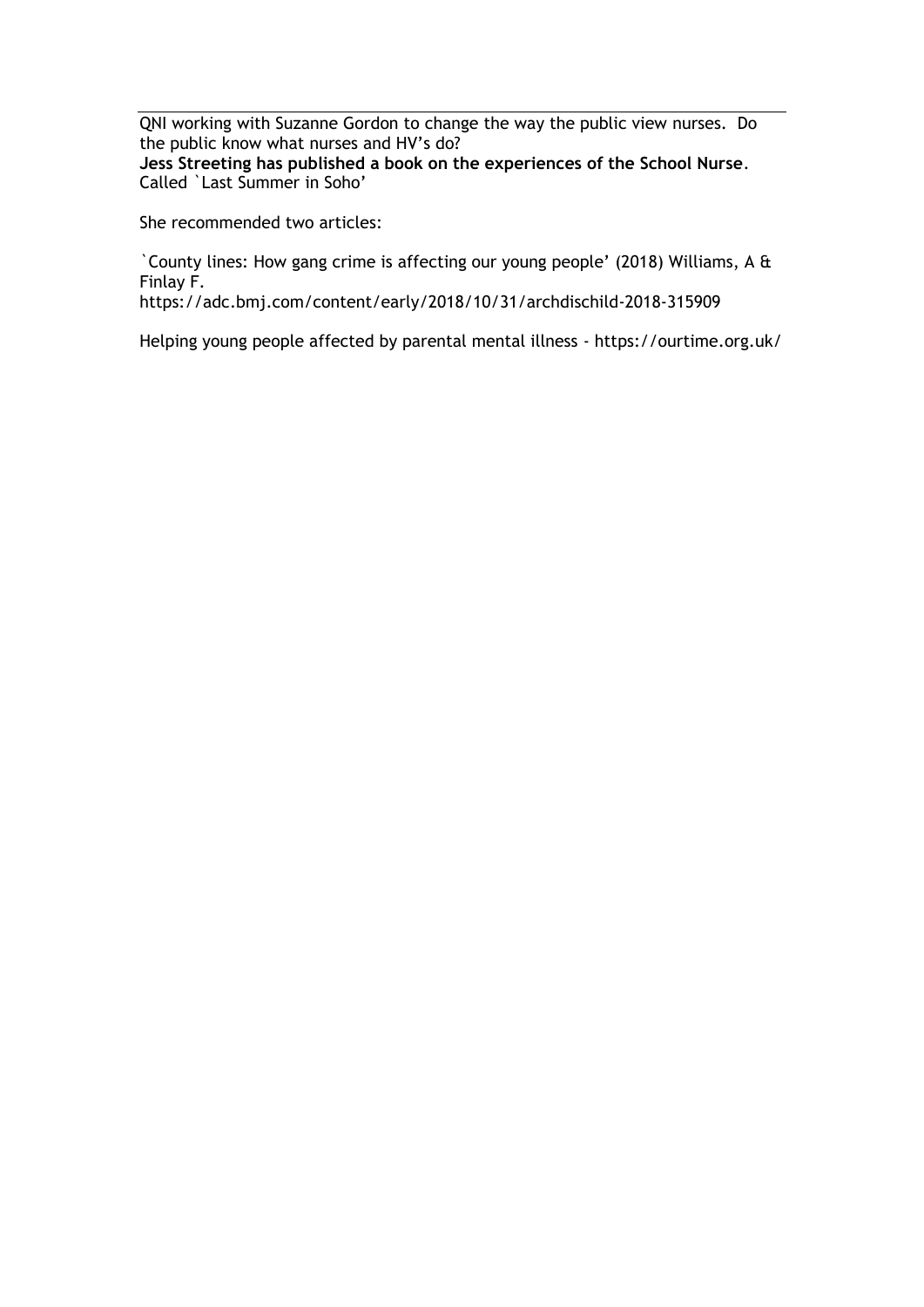QNI working with Suzanne Gordon to change the way the public view nurses. Do the public know what nurses and HV's do?
**Jess Streeting has published a book on the experiences of the School Nurse**. Called `Last Summer in Soho'

She recommended two articles:

`County lines: How gang crime is affecting our young people' (2018) Williams, A & Finlay F.
https://adc.bmj.com/content/early/2018/10/31/archdischild-2018-315909

Helping young people affected by parental mental illness - https://ourtime.org.uk/